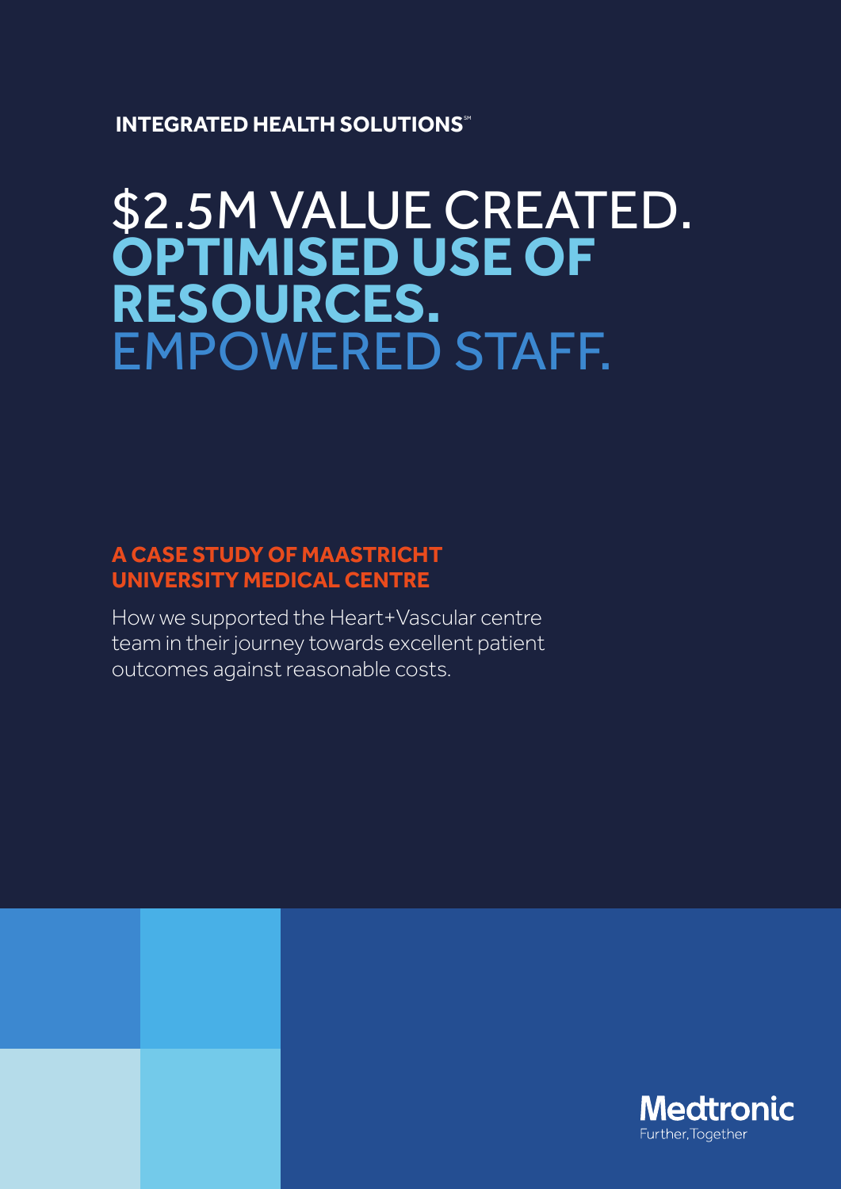INTEGRATED HEALTH SOLUTIONS℠

# $2.5M VALUE CREATED. **OPTIMISED USE OF RESOURCES.** EMPOWERED STAFF.

## A CASE STUDY OF MAASTRICHT UNIVERSITY MEDICAL CENTRE

How we supported the Heart+Vascular centre team in their journey towards excellent patient outcomes against reasonable costs.

Medtronic
Further, Together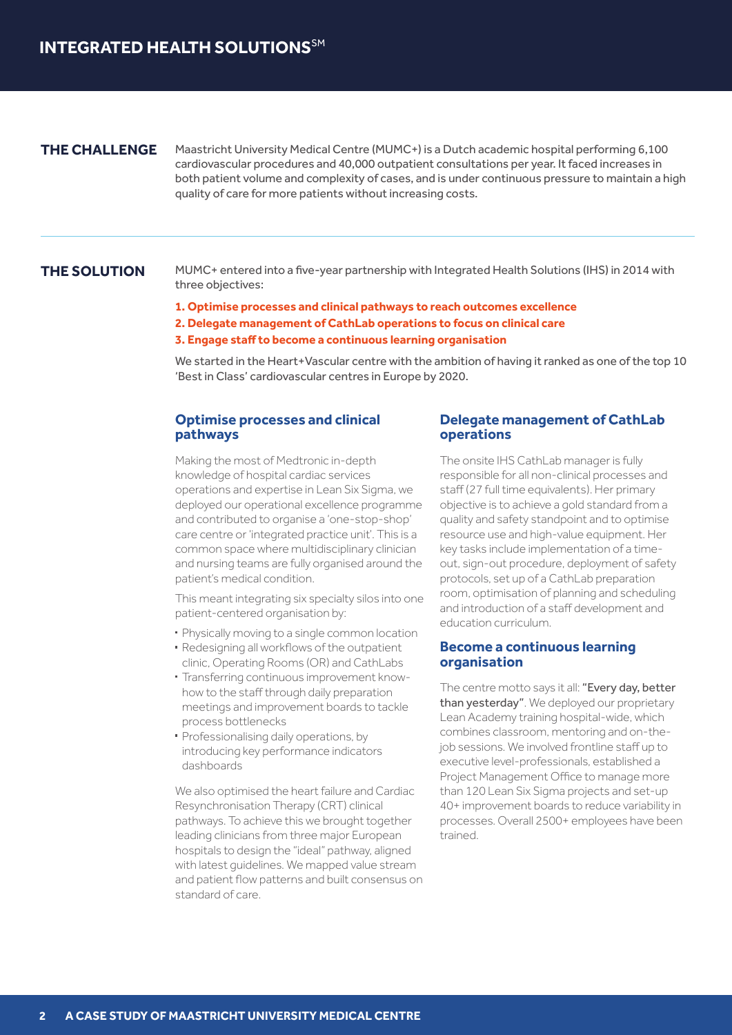## THE CHALLENGE

Maastricht University Medical Centre (MUMC+) is a Dutch academic hospital performing 6,100 cardiovascular procedures and 40,000 outpatient consultations per year. It faced increases in both patient volume and complexity of cases, and is under continuous pressure to maintain a high quality of care for more patients without increasing costs.

## THE SOLUTION

MUMC+ entered into a five-year partnership with Integrated Health Solutions (IHS) in 2014 with three objectives:

**1. Optimise processes and clinical pathways to reach outcomes excellence**
**2. Delegate management of CathLab operations to focus on clinical care**
**3. Engage staff to become a continuous learning organisation**

We started in the Heart+Vascular centre with the ambition of having it ranked as one of the top 10 'Best in Class' cardiovascular centres in Europe by 2020.

### Optimise processes and clinical pathways

Making the most of Medtronic in-depth knowledge of hospital cardiac services operations and expertise in Lean Six Sigma, we deployed our operational excellence programme and contributed to organise a 'one-stop-shop' care centre or 'integrated practice unit'. This is a common space where multidisciplinary clinician and nursing teams are fully organised around the patient's medical condition.

This meant integrating six specialty silos into one patient-centered organisation by:

- Physically moving to a single common location
- Redesigning all workflows of the outpatient clinic, Operating Rooms (OR) and CathLabs
- Transferring continuous improvement know-how to the staff through daily preparation meetings and improvement boards to tackle process bottlenecks
- Professionalising daily operations, by introducing key performance indicators dashboards

We also optimised the heart failure and Cardiac Resynchronisation Therapy (CRT) clinical pathways. To achieve this we brought together leading clinicians from three major European hospitals to design the "ideal" pathway, aligned with latest guidelines. We mapped value stream and patient flow patterns and built consensus on standard of care.

### Delegate management of CathLab operations

The onsite IHS CathLab manager is fully responsible for all non-clinical processes and staff (27 full time equivalents). Her primary objective is to achieve a gold standard from a quality and safety standpoint and to optimise resource use and high-value equipment. Her key tasks include implementation of a time-out, sign-out procedure, deployment of safety protocols, set up of a CathLab preparation room, optimisation of planning and scheduling and introduction of a staff development and education curriculum.

### Become a continuous learning organisation

The centre motto says it all: "Every day, better than yesterday". We deployed our proprietary Lean Academy training hospital-wide, which combines classroom, mentoring and on-the-job sessions. We involved frontline staff up to executive level-professionals, established a Project Management Office to manage more than 120 Lean Six Sigma projects and set-up 40+ improvement boards to reduce variability in processes. Overall 2500+ employees have been trained.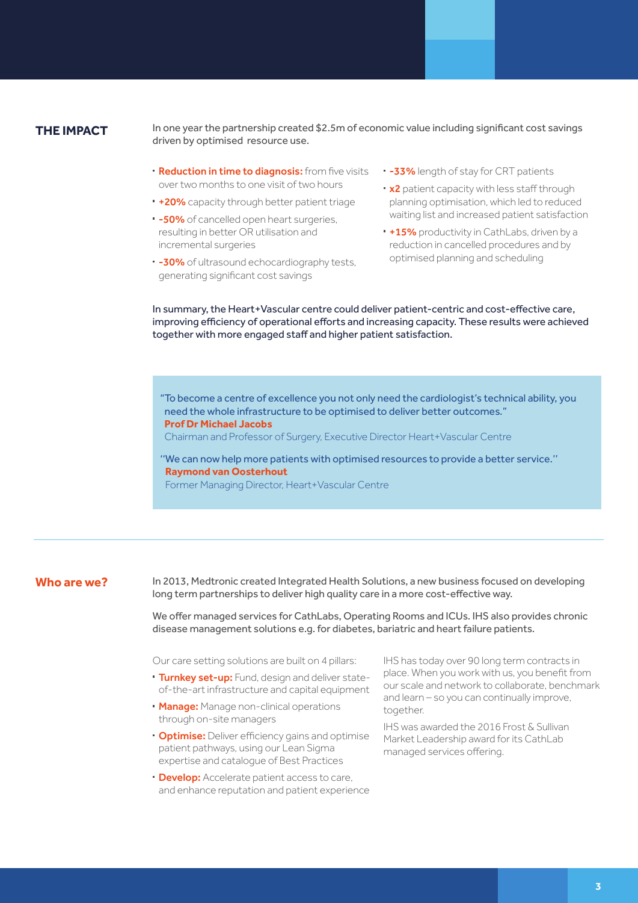## THE IMPACT

In one year the partnership created $2.5m of economic value including significant cost savings driven by optimised resource use.

- **Reduction in time to diagnosis:** from five visits over two months to one visit of two hours
- **+20%** capacity through better patient triage
- **-50%** of cancelled open heart surgeries, resulting in better OR utilisation and incremental surgeries
- **-30%** of ultrasound echocardiography tests, generating significant cost savings
- **-33%** length of stay for CRT patients
- **x2** patient capacity with less staff through planning optimisation, which led to reduced waiting list and increased patient satisfaction
- **+15%** productivity in CathLabs, driven by a reduction in cancelled procedures and by optimised planning and scheduling

In summary, the Heart+Vascular centre could deliver patient-centric and cost-effective care, improving efficiency of operational efforts and increasing capacity. These results were achieved together with more engaged staff and higher patient satisfaction.

> "To become a centre of excellence you not only need the cardiologist's technical ability, you need the whole infrastructure to be optimised to deliver better outcomes."
> **Prof Dr Michael Jacobs**
> Chairman and Professor of Surgery, Executive Director Heart+Vascular Centre
>
> "We can now help more patients with optimised resources to provide a better service."
> **Raymond van Oosterhout**
> Former Managing Director, Heart+Vascular Centre

---

## Who are we?

In 2013, Medtronic created Integrated Health Solutions, a new business focused on developing long term partnerships to deliver high quality care in a more cost-effective way.

We offer managed services for CathLabs, Operating Rooms and ICUs. IHS also provides chronic disease management solutions e.g. for diabetes, bariatric and heart failure patients.

Our care setting solutions are built on 4 pillars:

- **Turnkey set-up:** Fund, design and deliver state-of-the-art infrastructure and capital equipment
- **Manage:** Manage non-clinical operations through on-site managers
- **Optimise:** Deliver efficiency gains and optimise patient pathways, using our Lean Sigma expertise and catalogue of Best Practices
- **Develop:** Accelerate patient access to care, and enhance reputation and patient experience

IHS has today over 90 long term contracts in place. When you work with us, you benefit from our scale and network to collaborate, benchmark and learn – so you can continually improve, together.

IHS was awarded the 2016 Frost & Sullivan Market Leadership award for its CathLab managed services offering.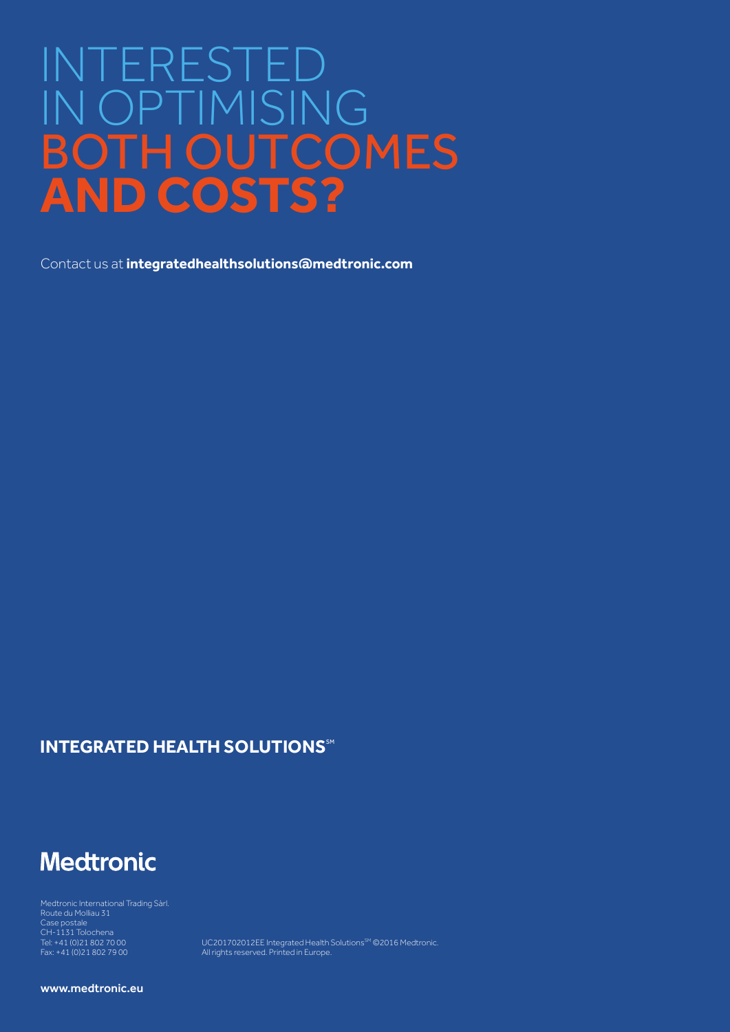# INTERESTED IN OPTIMISING BOTH OUTCOMES **AND COSTS?**

Contact us at **integratedhealthsolutions@medtronic.com**

**INTEGRATED HEALTH SOLUTIONS**℠

**Medtronic**

Medtronic International Trading Sàrl.
Route du Molliau 31
Case postale
CH-1131 Tolochena
Tel: +41 (0)21 802 70 00
Fax: +41 (0)21 802 79 00

UC201702012EE Integrated Health Solutions℠ ©2016 Medtronic.
All rights reserved. Printed in Europe.

**www.medtronic.eu**